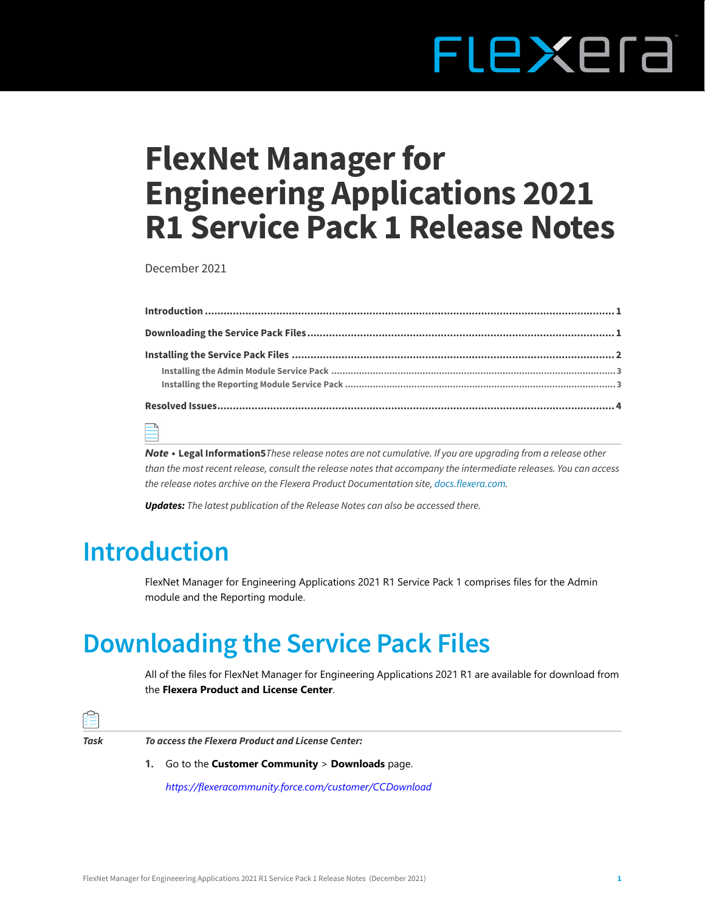# FlexNet Manager for Engineering Applications 2021 R1 Service Pack 1 Release Notes

December 2021

**Introduction** ..... 1

**Downloading the Service Pack Files** ..... 1

**Installing the Service Pack Files** ..... 2

- Installing the Admin Module Service Pack ..... 3
- Installing the Reporting Module Service Pack ..... 3

**Resolved Issues** ..... 4

***Note*** • **Legal Information5***These release notes are not cumulative. If you are upgrading from a release other than the most recent release, consult the release notes that accompany the intermediate releases. You can access the release notes archive on the Flexera Product Documentation site, docs.flexera.com.*

***Updates:*** *The latest publication of the Release Notes can also be accessed there.*

## Introduction

FlexNet Manager for Engineering Applications 2021 R1 Service Pack 1 comprises files for the Admin module and the Reporting module.

## Downloading the Service Pack Files

All of the files for FlexNet Manager for Engineering Applications 2021 R1 are available for download from the **Flexera Product and License Center**.

***Task*** ***To access the Flexera Product and License Center:***

1. Go to the **Customer Community** > **Downloads** page.

   *https://flexeracommunity.force.com/customer/CCDownload*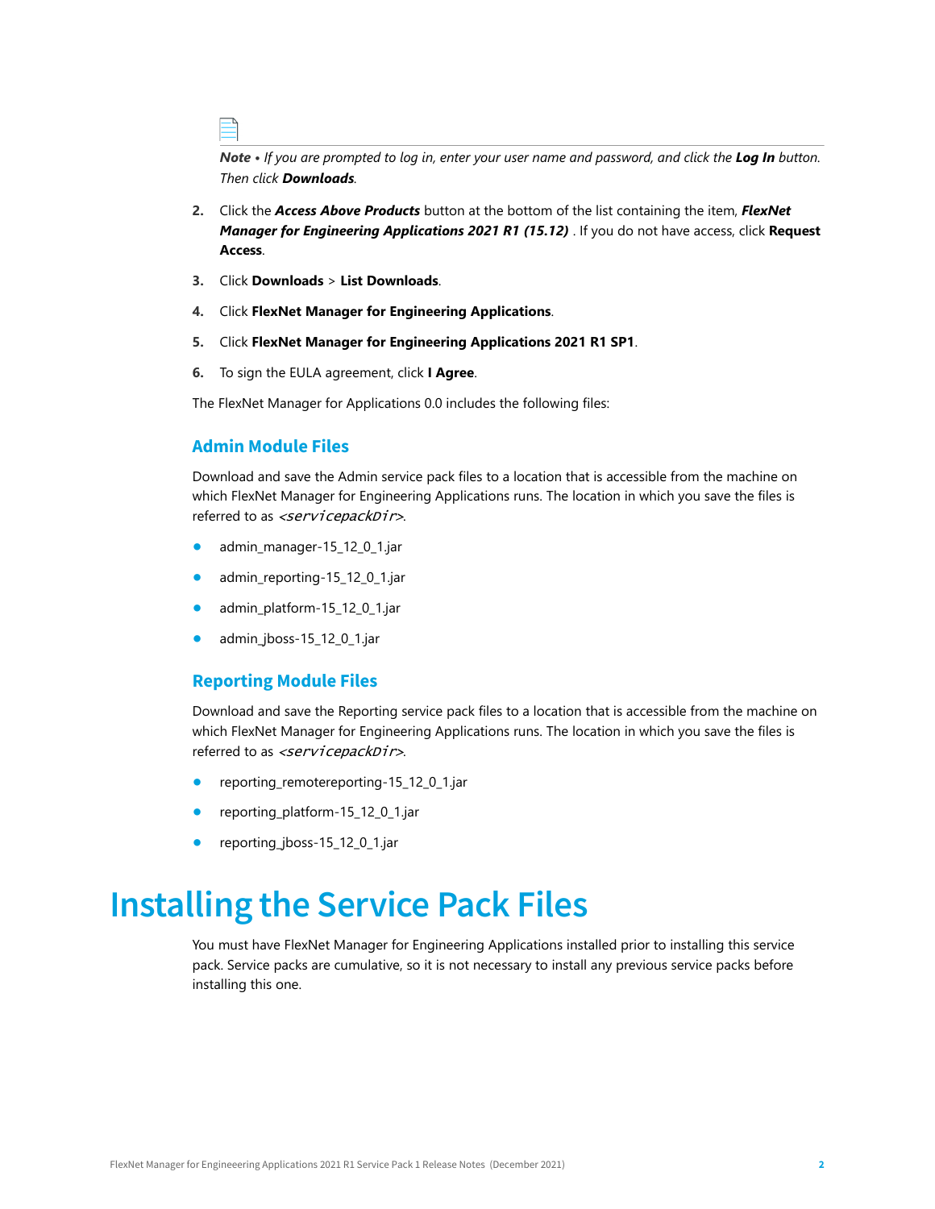*Note • If you are prompted to log in, enter your user name and password, and click the **Log In** button. Then click **Downloads**.*

2. Click the ***Access Above Products*** button at the bottom of the list containing the item, ***FlexNet Manager for Engineering Applications 2021 R1 (15.12)*** . If you do not have access, click **Request Access**.
3. Click **Downloads** > **List Downloads**.
4. Click **FlexNet Manager for Engineering Applications**.
5. Click **FlexNet Manager for Engineering Applications 2021 R1 SP1**.
6. To sign the EULA agreement, click **I Agree**.

The FlexNet Manager for Applications 0.0 includes the following files:

### Admin Module Files

Download and save the Admin service pack files to a location that is accessible from the machine on which FlexNet Manager for Engineering Applications runs. The location in which you save the files is referred to as *<servicepackDir>*.

- admin_manager-15_12_0_1.jar
- admin_reporting-15_12_0_1.jar
- admin_platform-15_12_0_1.jar
- admin_jboss-15_12_0_1.jar

### Reporting Module Files

Download and save the Reporting service pack files to a location that is accessible from the machine on which FlexNet Manager for Engineering Applications runs. The location in which you save the files is referred to as *<servicepackDir>*.

- reporting_remotereporting-15_12_0_1.jar
- reporting_platform-15_12_0_1.jar
- reporting_jboss-15_12_0_1.jar

# Installing the Service Pack Files

You must have FlexNet Manager for Engineering Applications installed prior to installing this service pack. Service packs are cumulative, so it is not necessary to install any previous service packs before installing this one.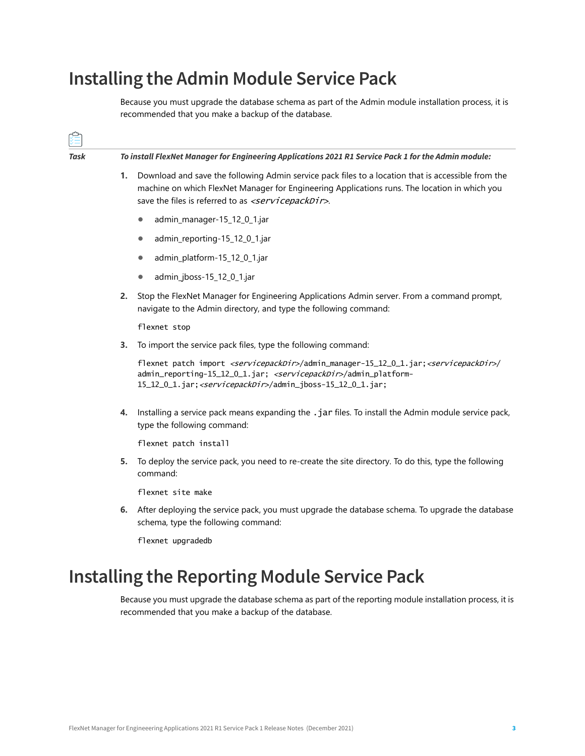# Installing the Admin Module Service Pack

Because you must upgrade the database schema as part of the Admin module installation process, it is recommended that you make a backup of the database.

**Task** ***To install FlexNet Manager for Engineering Applications 2021 R1 Service Pack 1 for the Admin module:***

1. Download and save the following Admin service pack files to a location that is accessible from the machine on which FlexNet Manager for Engineering Applications runs. The location in which you save the files is referred to as *<servicepackDir>*.
    - admin_manager-15_12_0_1.jar
    - admin_reporting-15_12_0_1.jar
    - admin_platform-15_12_0_1.jar
    - admin_jboss-15_12_0_1.jar
2. Stop the FlexNet Manager for Engineering Applications Admin server. From a command prompt, navigate to the Admin directory, and type the following command:

    ```
    flexnet stop
    ```

3. To import the service pack files, type the following command:

    ```
    flexnet patch import <servicepackDir>/admin_manager-15_12_0_1.jar;<servicepackDir>/
    admin_reporting-15_12_0_1.jar; <servicepackDir>/admin_platform-
    15_12_0_1.jar;<servicepackDir>/admin_jboss-15_12_0_1.jar;
    ```

4. Installing a service pack means expanding the `.jar` files. To install the Admin module service pack, type the following command:

    ```
    flexnet patch install
    ```

5. To deploy the service pack, you need to re-create the site directory. To do this, type the following command:

    ```
    flexnet site make
    ```

6. After deploying the service pack, you must upgrade the database schema. To upgrade the database schema, type the following command:

    ```
    flexnet upgradedb
    ```

# Installing the Reporting Module Service Pack

Because you must upgrade the database schema as part of the reporting module installation process, it is recommended that you make a backup of the database.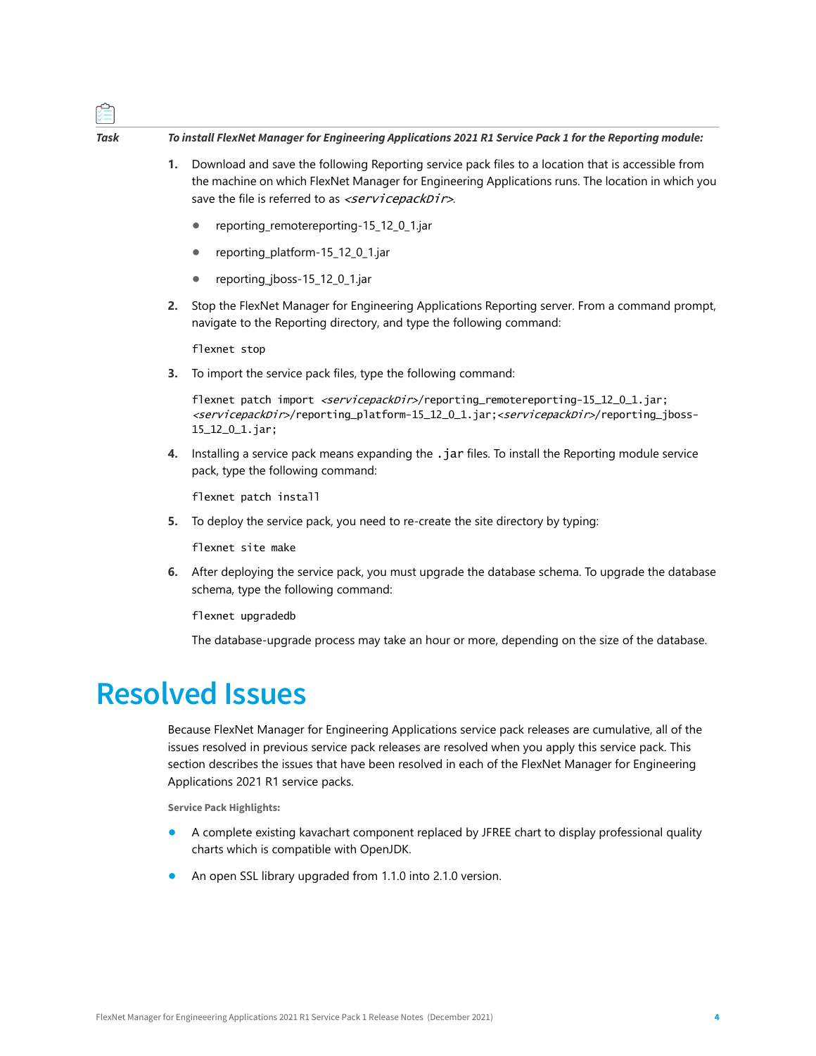*Task* ***To install FlexNet Manager for Engineering Applications 2021 R1 Service Pack 1 for the Reporting module:***

1. Download and save the following Reporting service pack files to a location that is accessible from the machine on which FlexNet Manager for Engineering Applications runs. The location in which you save the file is referred to as *<servicepackDir>*.

    - reporting_remotereporting-15_12_0_1.jar
    - reporting_platform-15_12_0_1.jar
    - reporting_jboss-15_12_0_1.jar

2. Stop the FlexNet Manager for Engineering Applications Reporting server. From a command prompt, navigate to the Reporting directory, and type the following command:

    ```
    flexnet stop
    ```

3. To import the service pack files, type the following command:

    ```
    flexnet patch import <servicepackDir>/reporting_remotereporting-15_12_0_1.jar;<servicepackDir>/reporting_platform-15_12_0_1.jar;<servicepackDir>/reporting_jboss-15_12_0_1.jar;
    ```

4. Installing a service pack means expanding the `.jar` files. To install the Reporting module service pack, type the following command:

    ```
    flexnet patch install
    ```

5. To deploy the service pack, you need to re-create the site directory by typing:

    ```
    flexnet site make
    ```

6. After deploying the service pack, you must upgrade the database schema. To upgrade the database schema, type the following command:

    ```
    flexnet upgradedb
    ```

    The database-upgrade process may take an hour or more, depending on the size of the database.

# Resolved Issues

Because FlexNet Manager for Engineering Applications service pack releases are cumulative, all of the issues resolved in previous service pack releases are resolved when you apply this service pack. This section describes the issues that have been resolved in each of the FlexNet Manager for Engineering Applications 2021 R1 service packs.

**Service Pack Highlights:**

- A complete existing kavachart component replaced by JFREE chart to display professional quality charts which is compatible with OpenJDK.
- An open SSL library upgraded from 1.1.0 into 2.1.0 version.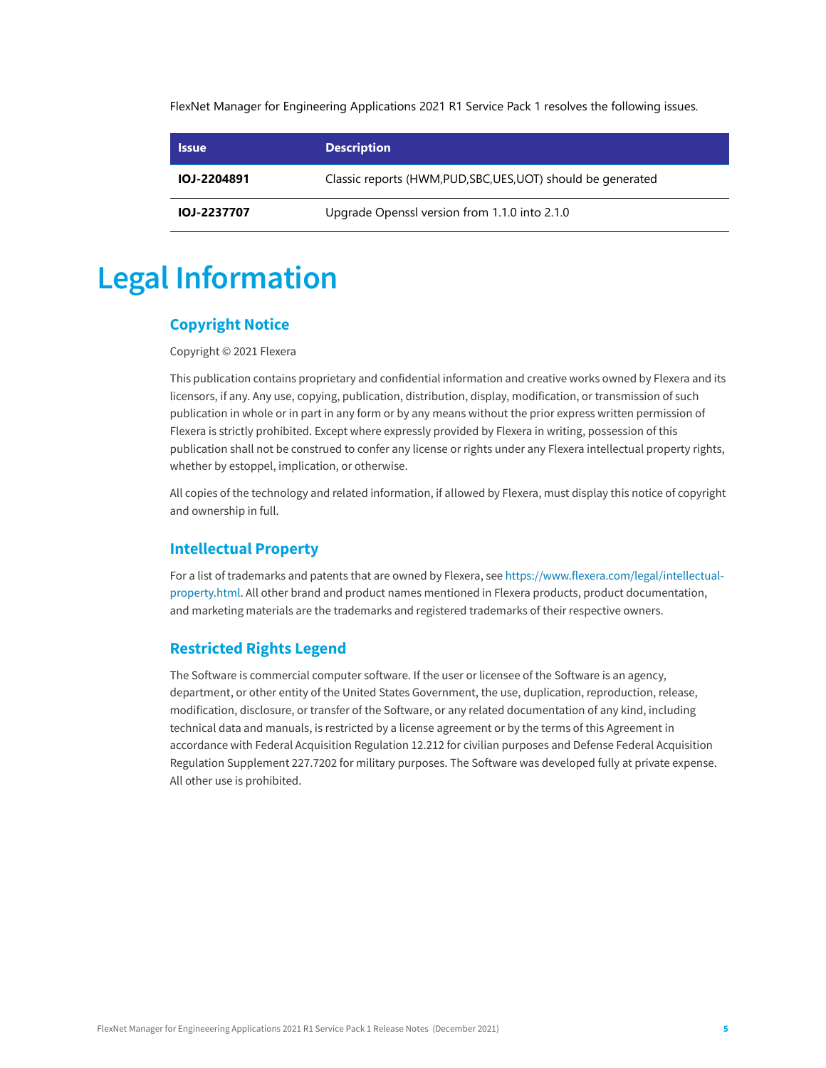FlexNet Manager for Engineering Applications 2021 R1 Service Pack 1 resolves the following issues.

| Issue | Description |
| --- | --- |
| **IOJ-2204891** | Classic reports (HWM,PUD,SBC,UES,UOT) should be generated |
| **IOJ-2237707** | Upgrade Openssl version from 1.1.0 into 2.1.0 |

# Legal Information

## Copyright Notice

Copyright © 2021 Flexera

This publication contains proprietary and confidential information and creative works owned by Flexera and its licensors, if any. Any use, copying, publication, distribution, display, modification, or transmission of such publication in whole or in part in any form or by any means without the prior express written permission of Flexera is strictly prohibited. Except where expressly provided by Flexera in writing, possession of this publication shall not be construed to confer any license or rights under any Flexera intellectual property rights, whether by estoppel, implication, or otherwise.

All copies of the technology and related information, if allowed by Flexera, must display this notice of copyright and ownership in full.

## Intellectual Property

For a list of trademarks and patents that are owned by Flexera, see https://www.flexera.com/legal/intellectual-property.html. All other brand and product names mentioned in Flexera products, product documentation, and marketing materials are the trademarks and registered trademarks of their respective owners.

## Restricted Rights Legend

The Software is commercial computer software. If the user or licensee of the Software is an agency, department, or other entity of the United States Government, the use, duplication, reproduction, release, modification, disclosure, or transfer of the Software, or any related documentation of any kind, including technical data and manuals, is restricted by a license agreement or by the terms of this Agreement in accordance with Federal Acquisition Regulation 12.212 for civilian purposes and Defense Federal Acquisition Regulation Supplement 227.7202 for military purposes. The Software was developed fully at private expense. All other use is prohibited.